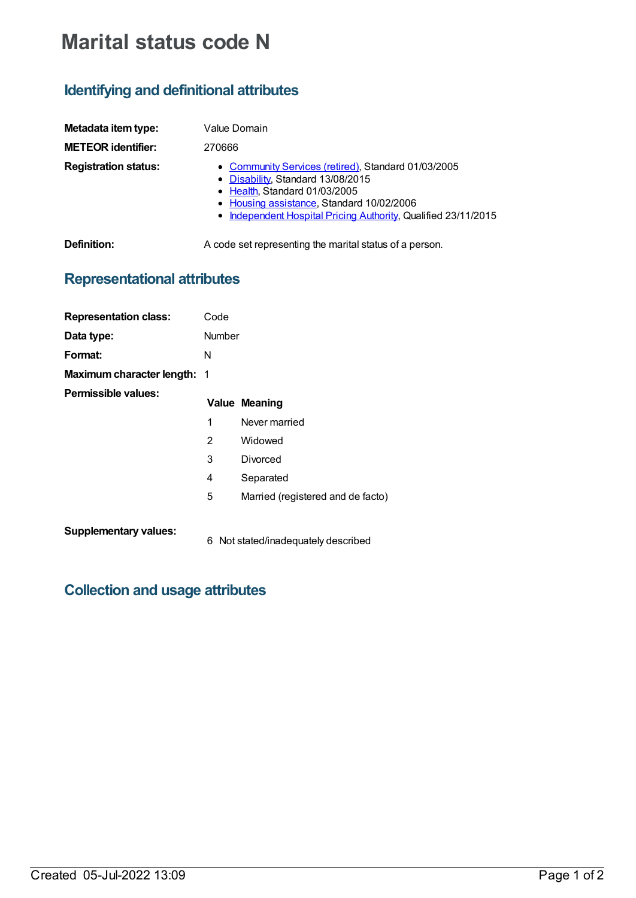# Marital status code N

## Identifying and definitional attributes

| | |
|---|---|
| **Metadata item type:** | Value Domain |
| **METEOR identifier:** | 270666 |
| **Registration status:** | • Community Services (retired), Standard 01/03/2005<br>• Disability, Standard 13/08/2015<br>• Health, Standard 01/03/2005<br>• Housing assistance, Standard 10/02/2006<br>• Independent Hospital Pricing Authority, Qualified 23/11/2015 |
| **Definition:** | A code set representing the marital status of a person. |

## Representational attributes

| | |
|---|---|
| **Representation class:** | Code |
| **Data type:** | Number |
| **Format:** | N |
| **Maximum character length:** | 1 |

**Permissible values:**

| Value | Meaning |
|---|---|
| 1 | Never married |
| 2 | Widowed |
| 3 | Divorced |
| 4 | Separated |
| 5 | Married (registered and de facto) |

**Supplementary values:**

| | |
|---|---|
| 6 | Not stated/inadequately described |

## Collection and usage attributes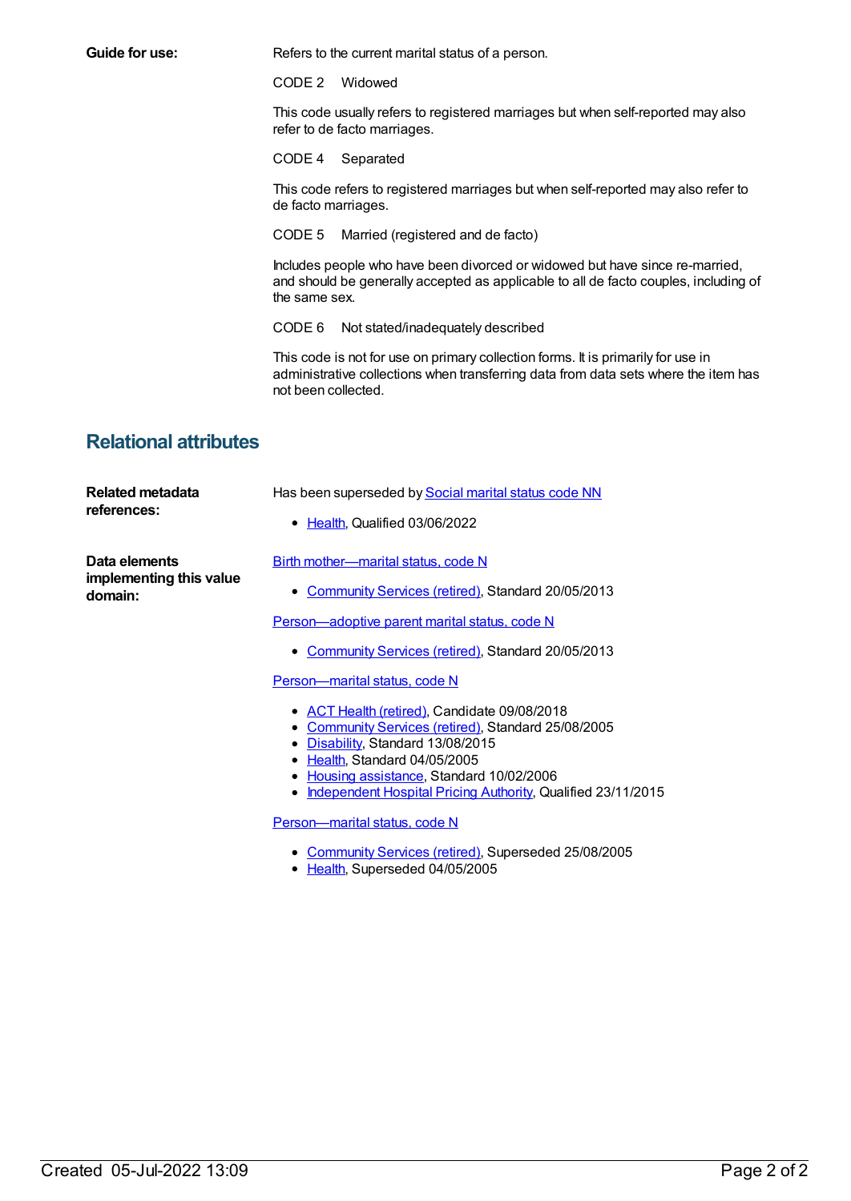**Guide for use:**

Refers to the current marital status of a person.

CODE 2 Widowed

This code usually refers to registered marriages but when self-reported may also refer to de facto marriages.

CODE 4 Separated

This code refers to registered marriages but when self-reported may also refer to de facto marriages.

CODE 5 Married (registered and de facto)

Includes people who have been divorced or widowed but have since re-married, and should be generally accepted as applicable to all de facto couples, including of the same sex.

CODE 6 Not stated/inadequately described

This code is not for use on primary collection forms. It is primarily for use in administrative collections when transferring data from data sets where the item has not been collected.

## Relational attributes

**Related metadata references:**

Has been superseded by Social marital status code NN

- Health, Qualified 03/06/2022

**Data elements implementing this value domain:**

Birth mother—marital status, code N

- Community Services (retired), Standard 20/05/2013

Person—adoptive parent marital status, code N

- Community Services (retired), Standard 20/05/2013

Person—marital status, code N

- ACT Health (retired), Candidate 09/08/2018
- Community Services (retired), Standard 25/08/2005
- Disability, Standard 13/08/2015
- Health, Standard 04/05/2005
- Housing assistance, Standard 10/02/2006
- Independent Hospital Pricing Authority, Qualified 23/11/2015

Person—marital status, code N

- Community Services (retired), Superseded 25/08/2005
- Health, Superseded 04/05/2005